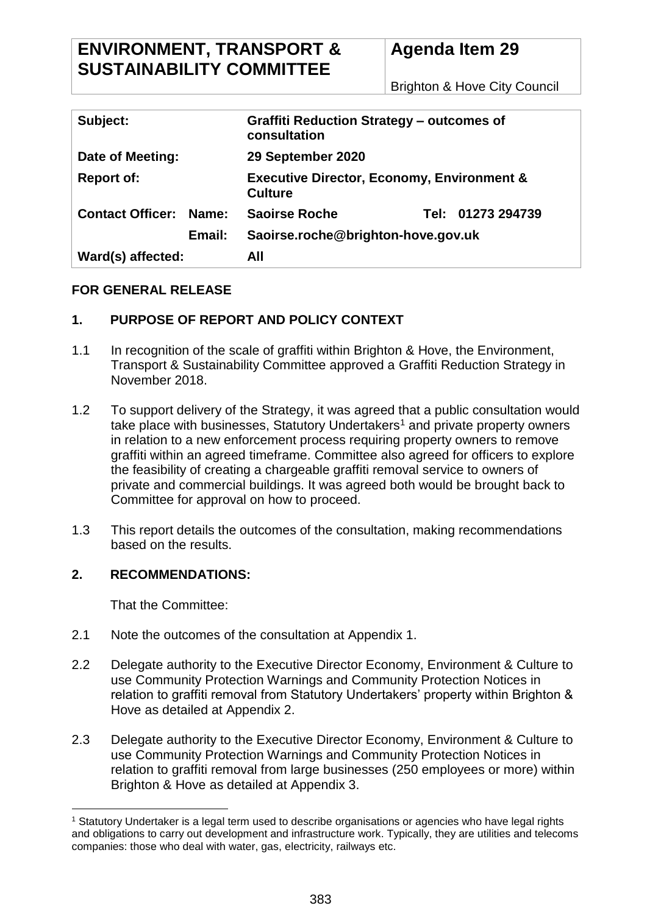| ENVIRONMENT, TRANSPORT & SUSTAINABILITY COMMITTEE | Agenda Item 29 |
|---|---|
| | Brighton & Hove City Council |

| Subject: | | Graffiti Reduction Strategy – outcomes of consultation | |
|---|---|---|---|
| **Date of Meeting:** | | **29 September 2020** | |
| **Report of:** | | **Executive Director, Economy, Environment & Culture** | |
| **Contact Officer:** | **Name:** | **Saoirse Roche** | **Tel: 01273 294739** |
| | **Email:** | **Saoirse.roche@brighton-hove.gov.uk** | |
| **Ward(s) affected:** | | **All** | |

**FOR GENERAL RELEASE**

## 1. PURPOSE OF REPORT AND POLICY CONTEXT

1.1 In recognition of the scale of graffiti within Brighton & Hove, the Environment, Transport & Sustainability Committee approved a Graffiti Reduction Strategy in November 2018.

1.2 To support delivery of the Strategy, it was agreed that a public consultation would take place with businesses, Statutory Undertakers[1] and private property owners in relation to a new enforcement process requiring property owners to remove graffiti within an agreed timeframe. Committee also agreed for officers to explore the feasibility of creating a chargeable graffiti removal service to owners of private and commercial buildings. It was agreed both would be brought back to Committee for approval on how to proceed.

1.3 This report details the outcomes of the consultation, making recommendations based on the results.

## 2. RECOMMENDATIONS:

That the Committee:

2.1 Note the outcomes of the consultation at Appendix 1.

2.2 Delegate authority to the Executive Director Economy, Environment & Culture to use Community Protection Warnings and Community Protection Notices in relation to graffiti removal from Statutory Undertakers' property within Brighton & Hove as detailed at Appendix 2.

2.3 Delegate authority to the Executive Director Economy, Environment & Culture to use Community Protection Warnings and Community Protection Notices in relation to graffiti removal from large businesses (250 employees or more) within Brighton & Hove as detailed at Appendix 3.

[1] Statutory Undertaker is a legal term used to describe organisations or agencies who have legal rights and obligations to carry out development and infrastructure work. Typically, they are utilities and telecoms companies: those who deal with water, gas, electricity, railways etc.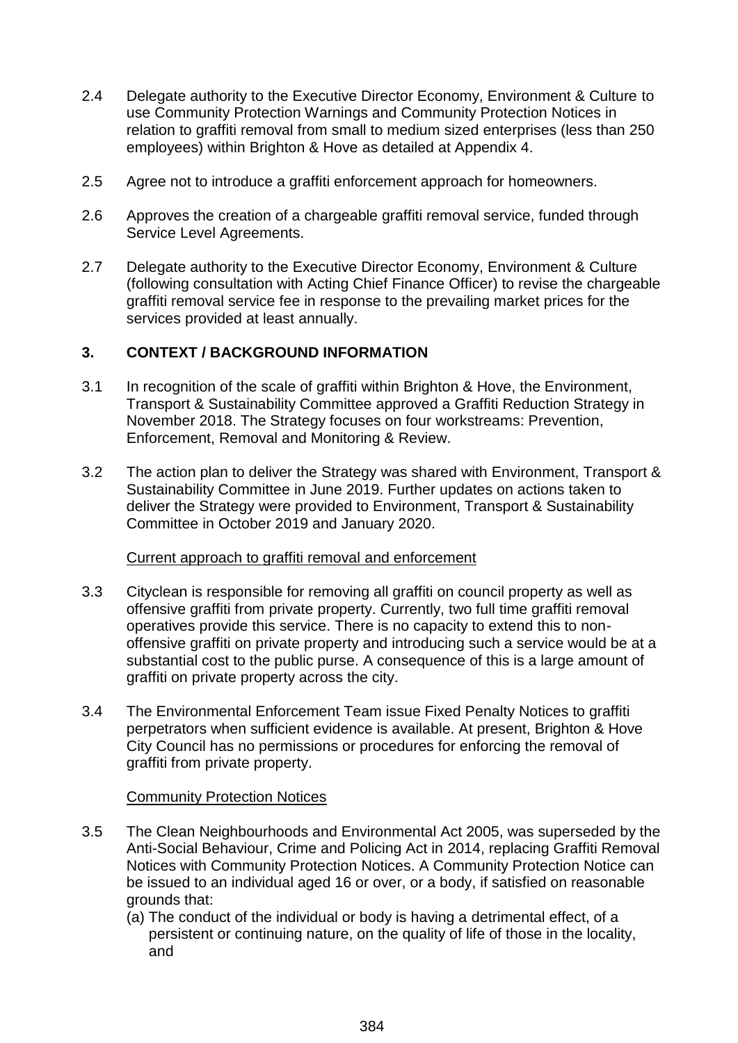2.4 Delegate authority to the Executive Director Economy, Environment & Culture to use Community Protection Warnings and Community Protection Notices in relation to graffiti removal from small to medium sized enterprises (less than 250 employees) within Brighton & Hove as detailed at Appendix 4.

2.5 Agree not to introduce a graffiti enforcement approach for homeowners.

2.6 Approves the creation of a chargeable graffiti removal service, funded through Service Level Agreements.

2.7 Delegate authority to the Executive Director Economy, Environment & Culture (following consultation with Acting Chief Finance Officer) to revise the chargeable graffiti removal service fee in response to the prevailing market prices for the services provided at least annually.

## 3. CONTEXT / BACKGROUND INFORMATION

3.1 In recognition of the scale of graffiti within Brighton & Hove, the Environment, Transport & Sustainability Committee approved a Graffiti Reduction Strategy in November 2018. The Strategy focuses on four workstreams: Prevention, Enforcement, Removal and Monitoring & Review.

3.2 The action plan to deliver the Strategy was shared with Environment, Transport & Sustainability Committee in June 2019. Further updates on actions taken to deliver the Strategy were provided to Environment, Transport & Sustainability Committee in October 2019 and January 2020.

Current approach to graffiti removal and enforcement

3.3 Cityclean is responsible for removing all graffiti on council property as well as offensive graffiti from private property. Currently, two full time graffiti removal operatives provide this service. There is no capacity to extend this to non-offensive graffiti on private property and introducing such a service would be at a substantial cost to the public purse. A consequence of this is a large amount of graffiti on private property across the city.

3.4 The Environmental Enforcement Team issue Fixed Penalty Notices to graffiti perpetrators when sufficient evidence is available. At present, Brighton & Hove City Council has no permissions or procedures for enforcing the removal of graffiti from private property.

Community Protection Notices

3.5 The Clean Neighbourhoods and Environmental Act 2005, was superseded by the Anti-Social Behaviour, Crime and Policing Act in 2014, replacing Graffiti Removal Notices with Community Protection Notices. A Community Protection Notice can be issued to an individual aged 16 or over, or a body, if satisfied on reasonable grounds that:

(a) The conduct of the individual or body is having a detrimental effect, of a persistent or continuing nature, on the quality of life of those in the locality, and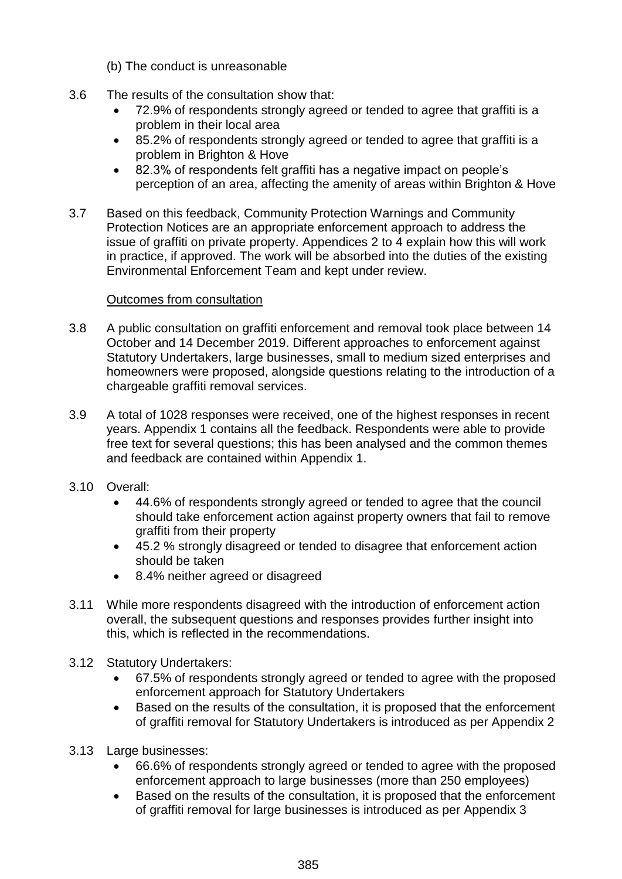(b) The conduct is unreasonable

3.6 The results of the consultation show that:

- 72.9% of respondents strongly agreed or tended to agree that graffiti is a problem in their local area
- 85.2% of respondents strongly agreed or tended to agree that graffiti is a problem in Brighton & Hove
- 82.3% of respondents felt graffiti has a negative impact on people's perception of an area, affecting the amenity of areas within Brighton & Hove

3.7 Based on this feedback, Community Protection Warnings and Community Protection Notices are an appropriate enforcement approach to address the issue of graffiti on private property. Appendices 2 to 4 explain how this will work in practice, if approved. The work will be absorbed into the duties of the existing Environmental Enforcement Team and kept under review.

<u>Outcomes from consultation</u>

3.8 A public consultation on graffiti enforcement and removal took place between 14 October and 14 December 2019. Different approaches to enforcement against Statutory Undertakers, large businesses, small to medium sized enterprises and homeowners were proposed, alongside questions relating to the introduction of a chargeable graffiti removal services.

3.9 A total of 1028 responses were received, one of the highest responses in recent years. Appendix 1 contains all the feedback. Respondents were able to provide free text for several questions; this has been analysed and the common themes and feedback are contained within Appendix 1.

3.10 Overall:

- 44.6% of respondents strongly agreed or tended to agree that the council should take enforcement action against property owners that fail to remove graffiti from their property
- 45.2 % strongly disagreed or tended to disagree that enforcement action should be taken
- 8.4% neither agreed or disagreed

3.11 While more respondents disagreed with the introduction of enforcement action overall, the subsequent questions and responses provides further insight into this, which is reflected in the recommendations.

3.12 Statutory Undertakers:

- 67.5% of respondents strongly agreed or tended to agree with the proposed enforcement approach for Statutory Undertakers
- Based on the results of the consultation, it is proposed that the enforcement of graffiti removal for Statutory Undertakers is introduced as per Appendix 2

3.13 Large businesses:

- 66.6% of respondents strongly agreed or tended to agree with the proposed enforcement approach to large businesses (more than 250 employees)
- Based on the results of the consultation, it is proposed that the enforcement of graffiti removal for large businesses is introduced as per Appendix 3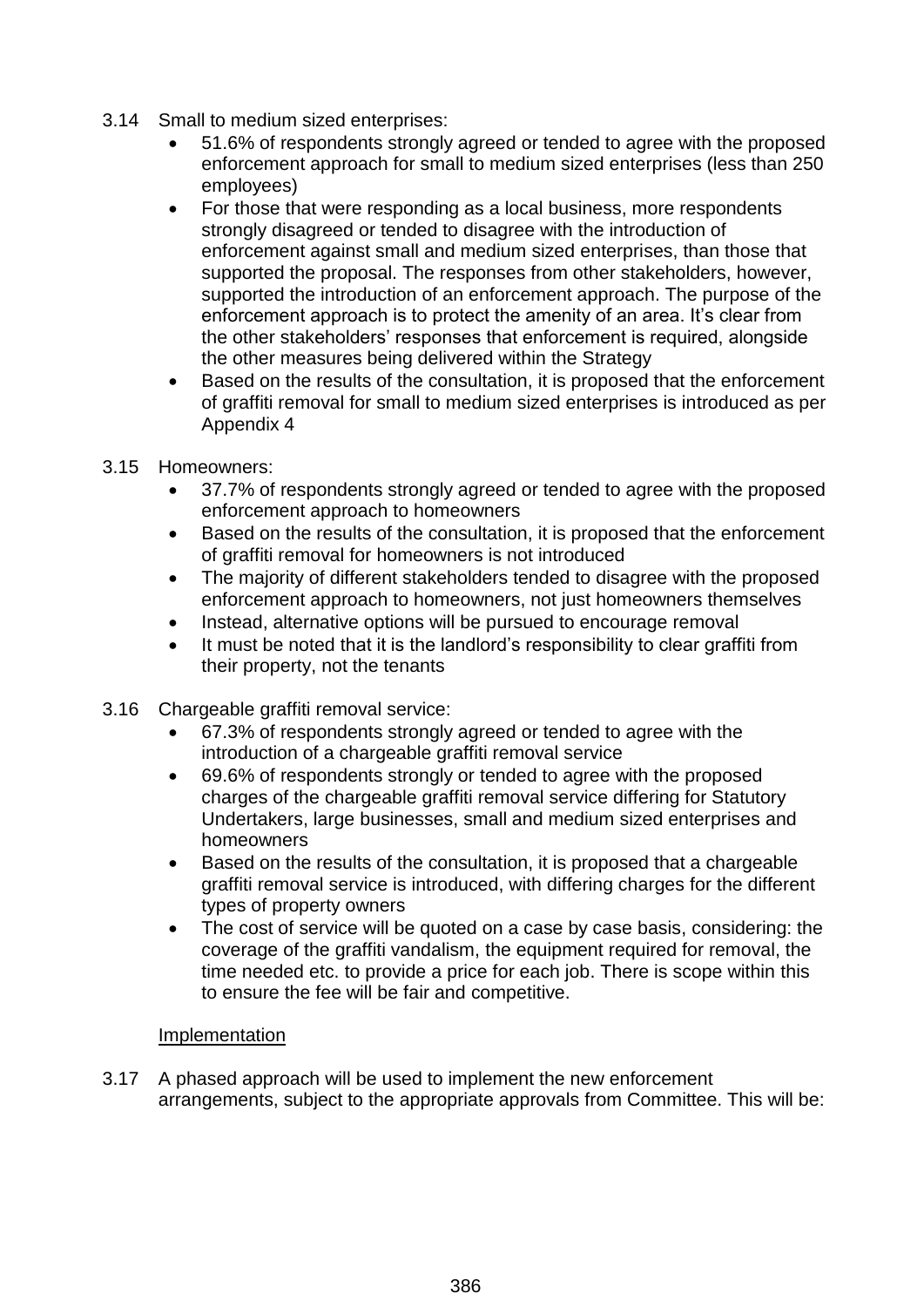3.14 Small to medium sized enterprises:

- 51.6% of respondents strongly agreed or tended to agree with the proposed enforcement approach for small to medium sized enterprises (less than 250 employees)
- For those that were responding as a local business, more respondents strongly disagreed or tended to disagree with the introduction of enforcement against small and medium sized enterprises, than those that supported the proposal. The responses from other stakeholders, however, supported the introduction of an enforcement approach. The purpose of the enforcement approach is to protect the amenity of an area. It's clear from the other stakeholders' responses that enforcement is required, alongside the other measures being delivered within the Strategy
- Based on the results of the consultation, it is proposed that the enforcement of graffiti removal for small to medium sized enterprises is introduced as per Appendix 4

3.15 Homeowners:

- 37.7% of respondents strongly agreed or tended to agree with the proposed enforcement approach to homeowners
- Based on the results of the consultation, it is proposed that the enforcement of graffiti removal for homeowners is not introduced
- The majority of different stakeholders tended to disagree with the proposed enforcement approach to homeowners, not just homeowners themselves
- Instead, alternative options will be pursued to encourage removal
- It must be noted that it is the landlord's responsibility to clear graffiti from their property, not the tenants

3.16 Chargeable graffiti removal service:

- 67.3% of respondents strongly agreed or tended to agree with the introduction of a chargeable graffiti removal service
- 69.6% of respondents strongly or tended to agree with the proposed charges of the chargeable graffiti removal service differing for Statutory Undertakers, large businesses, small and medium sized enterprises and homeowners
- Based on the results of the consultation, it is proposed that a chargeable graffiti removal service is introduced, with differing charges for the different types of property owners
- The cost of service will be quoted on a case by case basis, considering: the coverage of the graffiti vandalism, the equipment required for removal, the time needed etc. to provide a price for each job. There is scope within this to ensure the fee will be fair and competitive.

<u>Implementation</u>

3.17 A phased approach will be used to implement the new enforcement arrangements, subject to the appropriate approvals from Committee. This will be: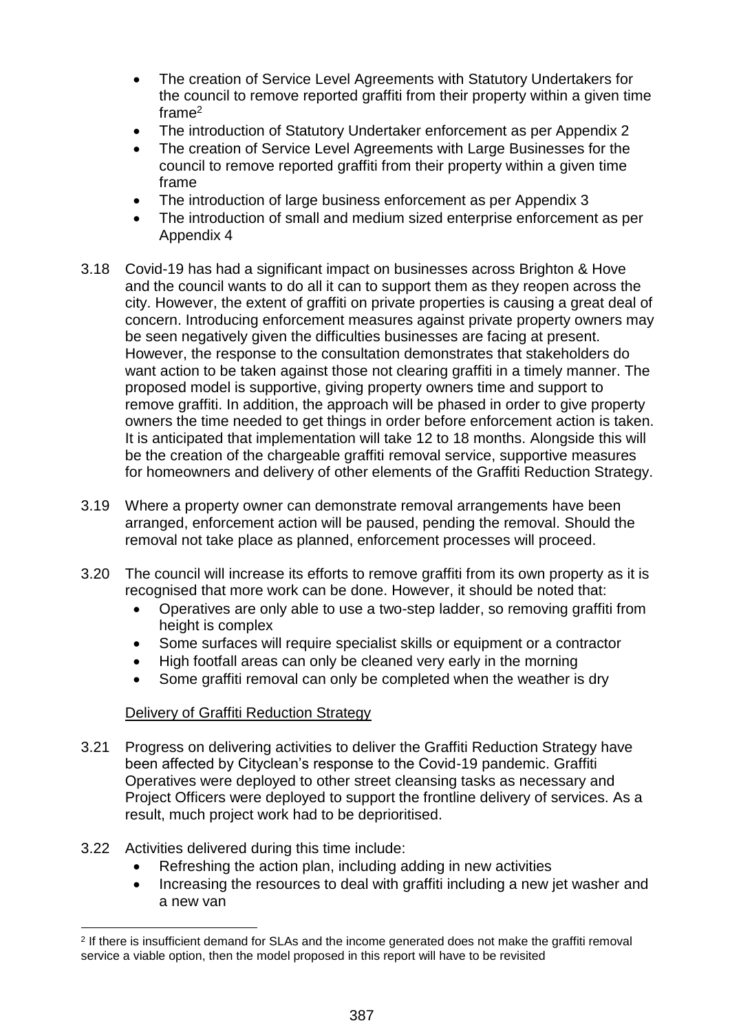- The creation of Service Level Agreements with Statutory Undertakers for the council to remove reported graffiti from their property within a given time frame[2]
- The introduction of Statutory Undertaker enforcement as per Appendix 2
- The creation of Service Level Agreements with Large Businesses for the council to remove reported graffiti from their property within a given time frame
- The introduction of large business enforcement as per Appendix 3
- The introduction of small and medium sized enterprise enforcement as per Appendix 4

3.18 Covid-19 has had a significant impact on businesses across Brighton & Hove and the council wants to do all it can to support them as they reopen across the city. However, the extent of graffiti on private properties is causing a great deal of concern. Introducing enforcement measures against private property owners may be seen negatively given the difficulties businesses are facing at present. However, the response to the consultation demonstrates that stakeholders do want action to be taken against those not clearing graffiti in a timely manner. The proposed model is supportive, giving property owners time and support to remove graffiti. In addition, the approach will be phased in order to give property owners the time needed to get things in order before enforcement action is taken. It is anticipated that implementation will take 12 to 18 months. Alongside this will be the creation of the chargeable graffiti removal service, supportive measures for homeowners and delivery of other elements of the Graffiti Reduction Strategy.

3.19 Where a property owner can demonstrate removal arrangements have been arranged, enforcement action will be paused, pending the removal. Should the removal not take place as planned, enforcement processes will proceed.

3.20 The council will increase its efforts to remove graffiti from its own property as it is recognised that more work can be done. However, it should be noted that:

- Operatives are only able to use a two-step ladder, so removing graffiti from height is complex
- Some surfaces will require specialist skills or equipment or a contractor
- High footfall areas can only be cleaned very early in the morning
- Some graffiti removal can only be completed when the weather is dry

<u>Delivery of Graffiti Reduction Strategy</u>

3.21 Progress on delivering activities to deliver the Graffiti Reduction Strategy have been affected by Cityclean's response to the Covid-19 pandemic. Graffiti Operatives were deployed to other street cleansing tasks as necessary and Project Officers were deployed to support the frontline delivery of services. As a result, much project work had to be deprioritised.

3.22 Activities delivered during this time include:

- Refreshing the action plan, including adding in new activities
- Increasing the resources to deal with graffiti including a new jet washer and a new van

[2] If there is insufficient demand for SLAs and the income generated does not make the graffiti removal service a viable option, then the model proposed in this report will have to be revisited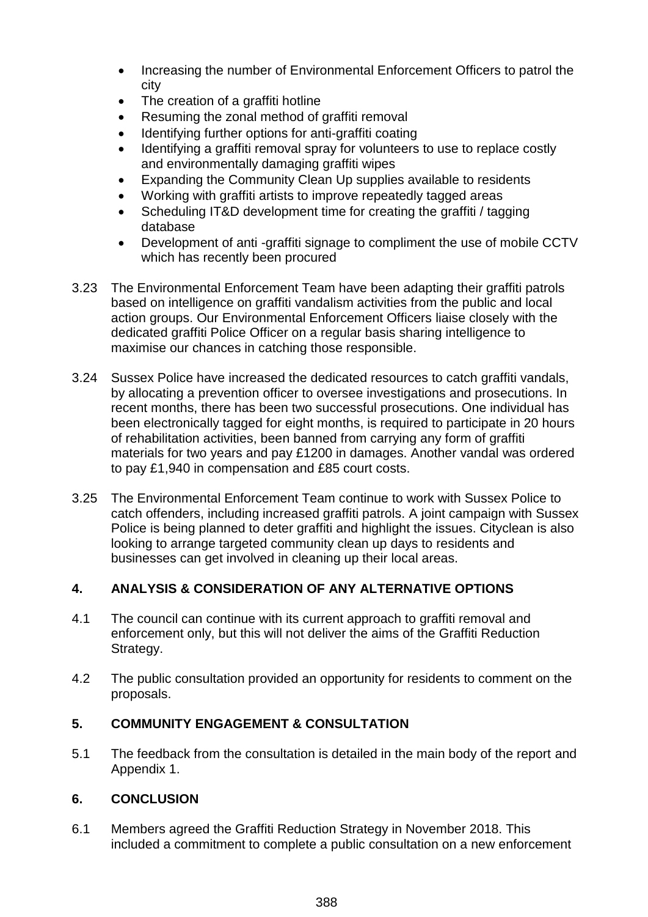- Increasing the number of Environmental Enforcement Officers to patrol the city
- The creation of a graffiti hotline
- Resuming the zonal method of graffiti removal
- Identifying further options for anti-graffiti coating
- Identifying a graffiti removal spray for volunteers to use to replace costly and environmentally damaging graffiti wipes
- Expanding the Community Clean Up supplies available to residents
- Working with graffiti artists to improve repeatedly tagged areas
- Scheduling IT&D development time for creating the graffiti / tagging database
- Development of anti -graffiti signage to compliment the use of mobile CCTV which has recently been procured

3.23 The Environmental Enforcement Team have been adapting their graffiti patrols based on intelligence on graffiti vandalism activities from the public and local action groups. Our Environmental Enforcement Officers liaise closely with the dedicated graffiti Police Officer on a regular basis sharing intelligence to maximise our chances in catching those responsible.

3.24 Sussex Police have increased the dedicated resources to catch graffiti vandals, by allocating a prevention officer to oversee investigations and prosecutions. In recent months, there has been two successful prosecutions. One individual has been electronically tagged for eight months, is required to participate in 20 hours of rehabilitation activities, been banned from carrying any form of graffiti materials for two years and pay £1200 in damages. Another vandal was ordered to pay £1,940 in compensation and £85 court costs.

3.25 The Environmental Enforcement Team continue to work with Sussex Police to catch offenders, including increased graffiti patrols. A joint campaign with Sussex Police is being planned to deter graffiti and highlight the issues. Cityclean is also looking to arrange targeted community clean up days to residents and businesses can get involved in cleaning up their local areas.

## 4. ANALYSIS & CONSIDERATION OF ANY ALTERNATIVE OPTIONS

4.1 The council can continue with its current approach to graffiti removal and enforcement only, but this will not deliver the aims of the Graffiti Reduction Strategy.

4.2 The public consultation provided an opportunity for residents to comment on the proposals.

## 5. COMMUNITY ENGAGEMENT & CONSULTATION

5.1 The feedback from the consultation is detailed in the main body of the report and Appendix 1.

## 6. CONCLUSION

6.1 Members agreed the Graffiti Reduction Strategy in November 2018. This included a commitment to complete a public consultation on a new enforcement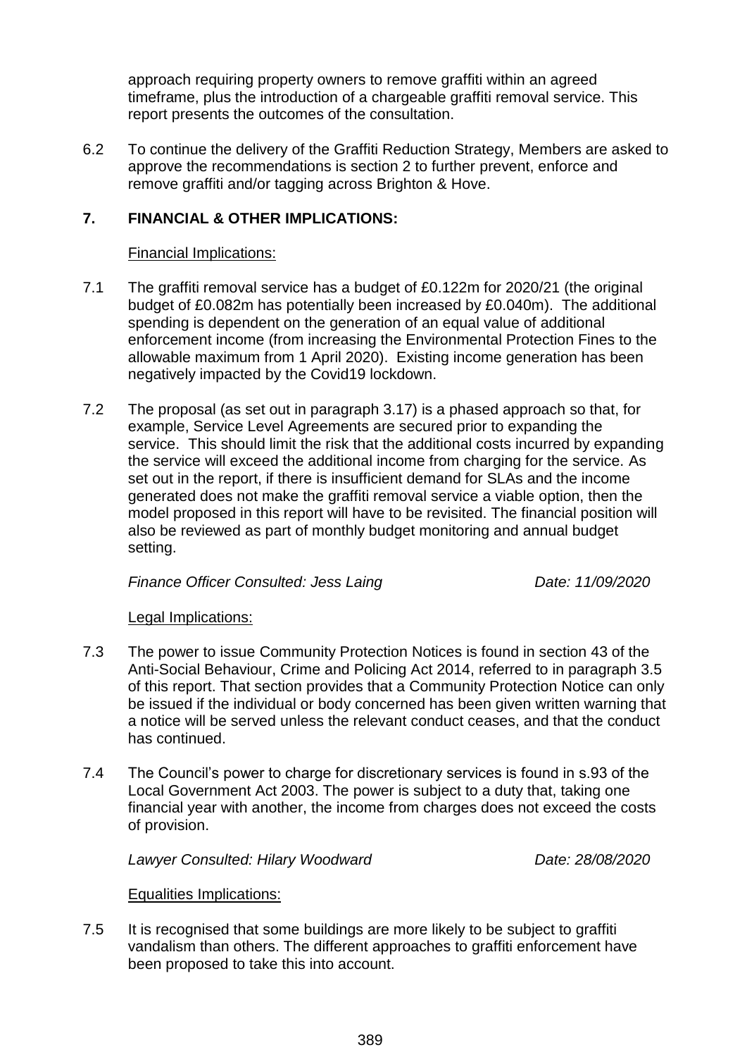approach requiring property owners to remove graffiti within an agreed timeframe, plus the introduction of a chargeable graffiti removal service. This report presents the outcomes of the consultation.

6.2 To continue the delivery of the Graffiti Reduction Strategy, Members are asked to approve the recommendations is section 2 to further prevent, enforce and remove graffiti and/or tagging across Brighton & Hove.

## 7. FINANCIAL & OTHER IMPLICATIONS:

Financial Implications:

7.1 The graffiti removal service has a budget of £0.122m for 2020/21 (the original budget of £0.082m has potentially been increased by £0.040m). The additional spending is dependent on the generation of an equal value of additional enforcement income (from increasing the Environmental Protection Fines to the allowable maximum from 1 April 2020). Existing income generation has been negatively impacted by the Covid19 lockdown.

7.2 The proposal (as set out in paragraph 3.17) is a phased approach so that, for example, Service Level Agreements are secured prior to expanding the service. This should limit the risk that the additional costs incurred by expanding the service will exceed the additional income from charging for the service. As set out in the report, if there is insufficient demand for SLAs and the income generated does not make the graffiti removal service a viable option, then the model proposed in this report will have to be revisited. The financial position will also be reviewed as part of monthly budget monitoring and annual budget setting.

*Finance Officer Consulted: Jess Laing* *Date: 11/09/2020*

Legal Implications:

7.3 The power to issue Community Protection Notices is found in section 43 of the Anti-Social Behaviour, Crime and Policing Act 2014, referred to in paragraph 3.5 of this report. That section provides that a Community Protection Notice can only be issued if the individual or body concerned has been given written warning that a notice will be served unless the relevant conduct ceases, and that the conduct has continued.

7.4 The Council's power to charge for discretionary services is found in s.93 of the Local Government Act 2003. The power is subject to a duty that, taking one financial year with another, the income from charges does not exceed the costs of provision.

*Lawyer Consulted: Hilary Woodward* *Date: 28/08/2020*

Equalities Implications:

7.5 It is recognised that some buildings are more likely to be subject to graffiti vandalism than others. The different approaches to graffiti enforcement have been proposed to take this into account.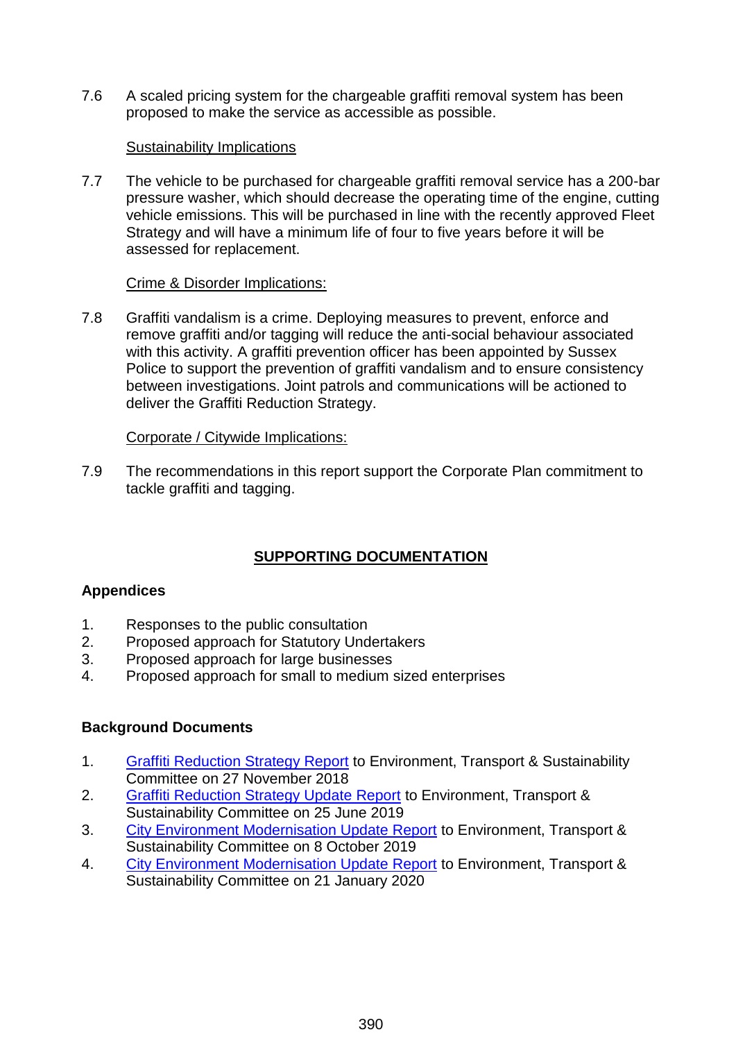7.6 A scaled pricing system for the chargeable graffiti removal system has been proposed to make the service as accessible as possible.

Sustainability Implications

7.7 The vehicle to be purchased for chargeable graffiti removal service has a 200-bar pressure washer, which should decrease the operating time of the engine, cutting vehicle emissions. This will be purchased in line with the recently approved Fleet Strategy and will have a minimum life of four to five years before it will be assessed for replacement.

Crime & Disorder Implications:

7.8 Graffiti vandalism is a crime. Deploying measures to prevent, enforce and remove graffiti and/or tagging will reduce the anti-social behaviour associated with this activity. A graffiti prevention officer has been appointed by Sussex Police to support the prevention of graffiti vandalism and to ensure consistency between investigations. Joint patrols and communications will be actioned to deliver the Graffiti Reduction Strategy.

Corporate / Citywide Implications:

7.9 The recommendations in this report support the Corporate Plan commitment to tackle graffiti and tagging.

## SUPPORTING DOCUMENTATION

**Appendices**

1. Responses to the public consultation
2. Proposed approach for Statutory Undertakers
3. Proposed approach for large businesses
4. Proposed approach for small to medium sized enterprises

**Background Documents**

1. Graffiti Reduction Strategy Report to Environment, Transport & Sustainability Committee on 27 November 2018
2. Graffiti Reduction Strategy Update Report to Environment, Transport & Sustainability Committee on 25 June 2019
3. City Environment Modernisation Update Report to Environment, Transport & Sustainability Committee on 8 October 2019
4. City Environment Modernisation Update Report to Environment, Transport & Sustainability Committee on 21 January 2020